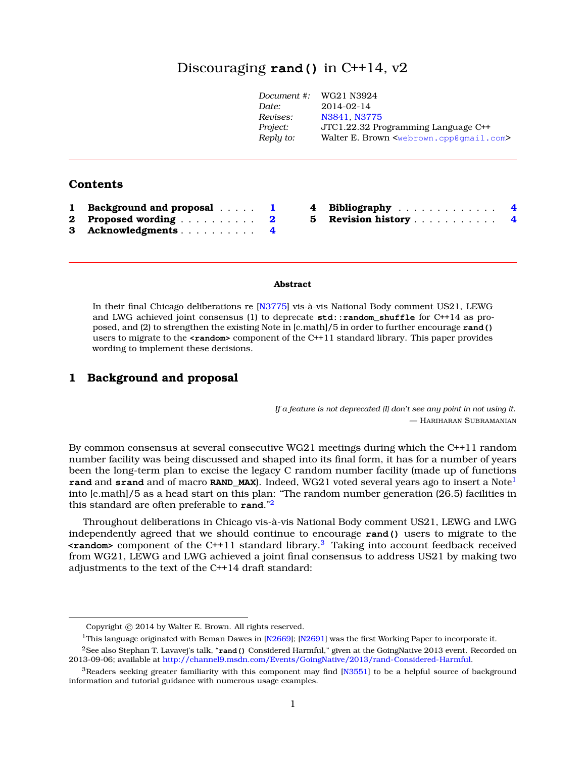# Discouraging `rand()` in C++14, v2

| | |
|---|---|
| *Document #:* | WG21 N3924 |
| *Date:* | 2014-02-14 |
| *Revises:* | N3841, N3775 |
| *Project:* | JTC1.22.32 Programming Language C++ |
| *Reply to:* | Walter E. Brown <webrown.cpp@gmail.com> |

## Contents

1 **Background and proposal** . . . . . 1
2 **Proposed wording** . . . . . . . . . . 2
3 **Acknowledgments** . . . . . . . . . . 4
4 **Bibliography** . . . . . . . . . . . . . 4
5 **Revision history** . . . . . . . . . . . 4

**Abstract**

In their final Chicago deliberations re [N3775] vis-à-vis National Body comment US21, LEWG and LWG achieved joint consensus (1) to deprecate **`std::random_shuffle`** for C++14 as proposed, and (2) to strengthen the existing Note in [c.math]/5 in order to further encourage **`rand()`** users to migrate to the **`<random>`** component of the C++11 standard library. This paper provides wording to implement these decisions.

## 1 Background and proposal

*If a feature is not deprecated [I] don't see any point in not using it.*
— Hariharan Subramanian

By common consensus at several consecutive WG21 meetings during which the C++11 random number facility was being discussed and shaped into its final form, it has for a number of years been the long-term plan to excise the legacy C random number facility (made up of functions **`rand`** and **`srand`** and of macro **`RAND_MAX`**). Indeed, WG21 voted several years ago to insert a Note[1] into [c.math]/5 as a head start on this plan: "The random number generation (26.5) facilities in this standard are often preferable to **`rand`**."[2]

Throughout deliberations in Chicago vis-à-vis National Body comment US21, LEWG and LWG independently agreed that we should continue to encourage **`rand()`** users to migrate to the **`<random>`** component of the C++11 standard library.[3] Taking into account feedback received from WG21, LEWG and LWG achieved a joint final consensus to address US21 by making two adjustments to the text of the C++14 draft standard:

---

Copyright © 2014 by Walter E. Brown. All rights reserved.

[1] This language originated with Beman Dawes in [N2669]; [N2691] was the first Working Paper to incorporate it.

[2] See also Stephan T. Lavavej's talk, "**`rand()`** Considered Harmful," given at the GoingNative 2013 event. Recorded on 2013-09-06; available at http://channel9.msdn.com/Events/GoingNative/2013/rand-Considered-Harmful.

[3] Readers seeking greater familiarity with this component may find [N3551] to be a helpful source of background information and tutorial guidance with numerous usage examples.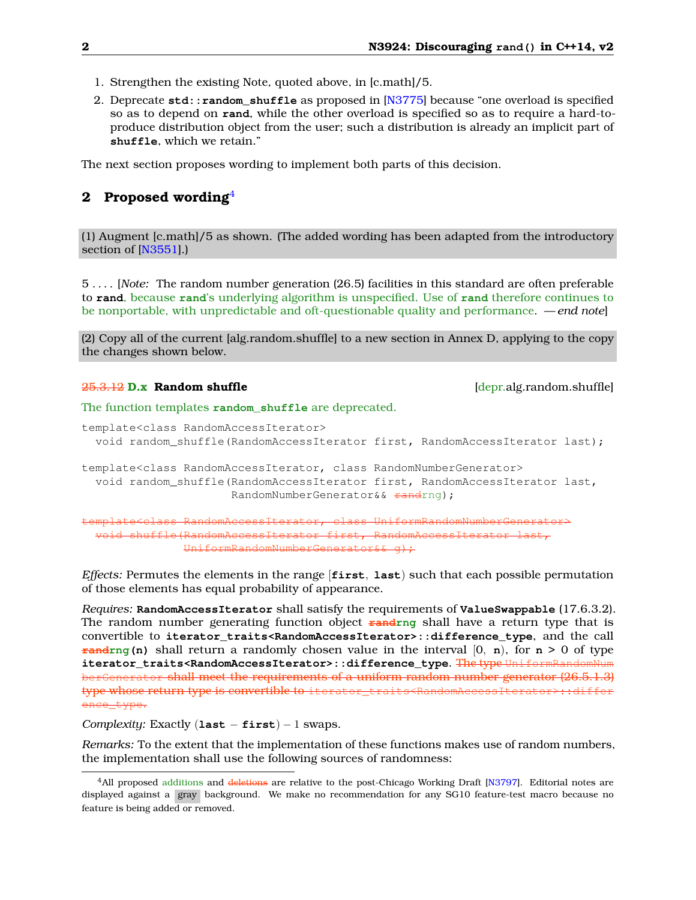1. Strengthen the existing Note, quoted above, in [c.math]/5.
2. Deprecate **`std::random_shuffle`** as proposed in [N3775] because "one overload is specified so as to depend on **`rand`**, while the other overload is specified so as to require a hard-to-produce distribution object from the user; such a distribution is already an implicit part of **`shuffle`**, which we retain."

The next section proposes wording to implement both parts of this decision.

## 2 Proposed wording[4]

(1) Augment [c.math]/5 as shown. (The added wording has been adapted from the introductory section of [N3551].)

5 . . . . [*Note:* The random number generation (26.5) facilities in this standard are often preferable to **`rand`**, because **`rand`**'s underlying algorithm is unspecified. Use of **`rand`** therefore continues to be nonportable, with unpredictable and oft-questionable quality and performance. *— end note*]

(2) Copy all of the current [alg.random.shuffle] to a new section in Annex D, applying to the copy the changes shown below.

### ~~25.3.12~~ D.x Random shuffle [depr.alg.random.shuffle]

The function templates **`random_shuffle`** are deprecated.

```
template<class RandomAccessIterator>
  void random_shuffle(RandomAccessIterator first, RandomAccessIterator last);

template<class RandomAccessIterator, class RandomNumberGenerator>
  void random_shuffle(RandomAccessIterator first, RandomAccessIterator last,
                      RandomNumberGenerator&& randrng);
```

~~`template<class RandomAccessIterator, class UniformRandomNumberGenerator>`~~
~~`void shuffle(RandomAccessIterator first, RandomAccessIterator last,`~~
~~`UniformRandomNumberGenerator&& g);`~~

*Effects:* Permutes the elements in the range [**`first`**, **`last`**) such that each possible permutation of those elements has equal probability of appearance.

*Requires:* **`RandomAccessIterator`** shall satisfy the requirements of **`ValueSwappable`** (17.6.3.2). The random number generating function object ~~**`rand`**~~**`rng`** shall have a return type that is convertible to **`iterator_traits<RandomAccessIterator>::difference_type`**, and the call ~~**`rand`**~~**`rng(n)`** shall return a randomly chosen value in the interval [0, **`n`**), for **`n`** > 0 of type **`iterator_traits<RandomAccessIterator>::difference_type`**. ~~The type `UniformRandomNumberGenerator` shall meet the requirements of a uniform random number generator (26.5.1.3) type whose return type is convertible to `iterator_traits<RandomAccessIterator>::difference_type`.~~

*Complexity:* Exactly (**`last`** − **`first`**) − 1 swaps.

*Remarks:* To the extent that the implementation of these functions makes use of random numbers, the implementation shall use the following sources of randomness:

[4] All proposed additions and ~~deletions~~ are relative to the post-Chicago Working Draft [N3797]. Editorial notes are displayed against a gray background. We make no recommendation for any SG10 feature-test macro because no feature is being added or removed.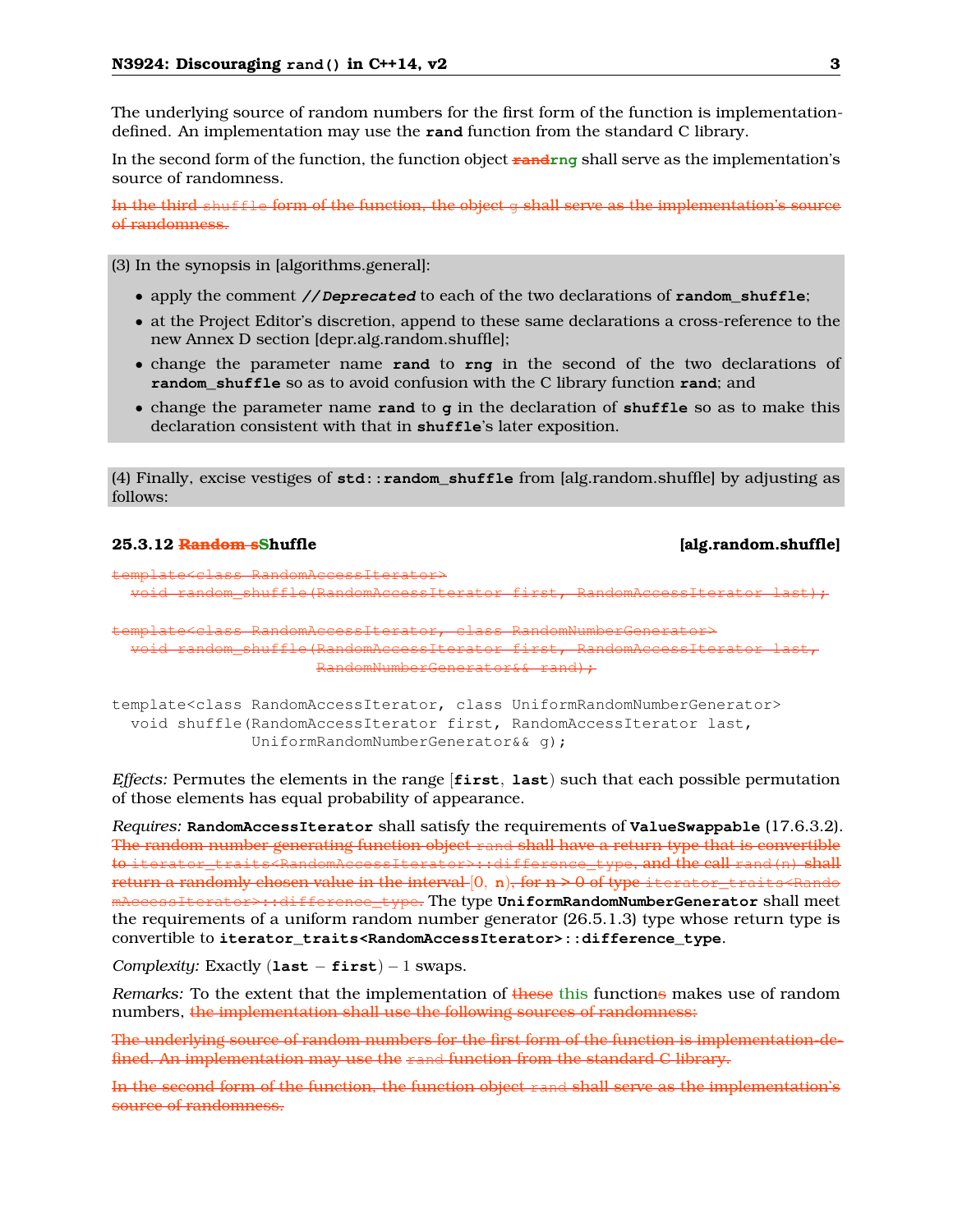The underlying source of random numbers for the first form of the function is implementation-defined. An implementation may use the **rand** function from the standard C library.

In the second form of the function, the function object ~~**rand**~~**rng** shall serve as the implementation's source of randomness.

~~In the third `shuffle` form of the function, the object `g` shall serve as the implementation's source of randomness.~~

(3) In the synopsis in [algorithms.general]:

- apply the comment ***//Deprecated*** to each of the two declarations of **random_shuffle**;
- at the Project Editor's discretion, append to these same declarations a cross-reference to the new Annex D section [depr.alg.random.shuffle];
- change the parameter name **rand** to **rng** in the second of the two declarations of **random_shuffle** so as to avoid confusion with the C library function **rand**; and
- change the parameter name **rand** to **g** in the declaration of **shuffle** so as to make this declaration consistent with that in **shuffle**'s later exposition.

(4) Finally, excise vestiges of **std::random_shuffle** from [alg.random.shuffle] by adjusting as follows:

### 25.3.12 ~~Random s~~Shuffle [alg.random.shuffle]

~~`template<class RandomAccessIterator>`~~
~~`void random_shuffle(RandomAccessIterator first, RandomAccessIterator last);`~~

~~`template<class RandomAccessIterator, class RandomNumberGenerator>`~~
~~`void random_shuffle(RandomAccessIterator first, RandomAccessIterator last, RandomNumberGenerator&& rand);`~~

```
template<class RandomAccessIterator, class UniformRandomNumberGenerator>
  void shuffle(RandomAccessIterator first, RandomAccessIterator last,
               UniformRandomNumberGenerator&& g);
```

*Effects:* Permutes the elements in the range [**first**, **last**) such that each possible permutation of those elements has equal probability of appearance.

*Requires:* **RandomAccessIterator** shall satisfy the requirements of **ValueSwappable** (17.6.3.2). ~~The random number generating function object `rand` shall have a return type that is convertible to `iterator_traits<RandomAccessIterator>::difference_type`, and the call `rand(n)` shall return a randomly chosen value in the interval [0, **n**), for n > 0 of type `iterator_traits<RandomAccessIterator>::difference_type`.~~ The type **UniformRandomNumberGenerator** shall meet the requirements of a uniform random number generator (26.5.1.3) type whose return type is convertible to **iterator_traits<RandomAccessIterator>::difference_type**.

*Complexity:* Exactly (**last** − **first**) − 1 swaps.

*Remarks:* To the extent that the implementation of ~~these~~ this function~~s~~ makes use of random numbers, ~~the implementation shall use the following sources of randomness:~~

~~The underlying source of random numbers for the first form of the function is implementation-defined. An implementation may use the `rand` function from the standard C library.~~

~~In the second form of the function, the function object `rand` shall serve as the implementation's source of randomness.~~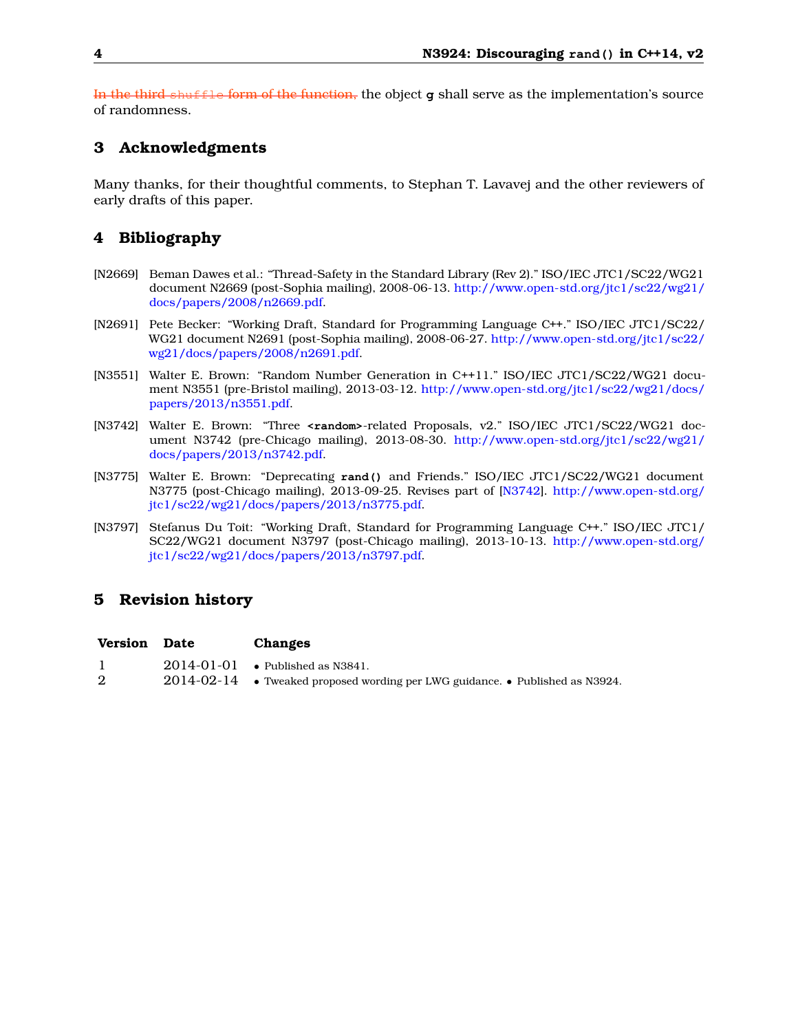~~In the third `shuffle` form of the function,~~ the object **`g`** shall serve as the implementation's source of randomness.

## 3 Acknowledgments

Many thanks, for their thoughtful comments, to Stephan T. Lavavej and the other reviewers of early drafts of this paper.

## 4 Bibliography

[N2669] Beman Dawes et al.: "Thread-Safety in the Standard Library (Rev 2)." ISO/IEC JTC1/SC22/WG21 document N2669 (post-Sophia mailing), 2008-06-13. http://www.open-std.org/jtc1/sc22/wg21/docs/papers/2008/n2669.pdf.

[N2691] Pete Becker: "Working Draft, Standard for Programming Language C++." ISO/IEC JTC1/SC22/WG21 document N2691 (post-Sophia mailing), 2008-06-27. http://www.open-std.org/jtc1/sc22/wg21/docs/papers/2008/n2691.pdf.

[N3551] Walter E. Brown: "Random Number Generation in C++11." ISO/IEC JTC1/SC22/WG21 document N3551 (pre-Bristol mailing), 2013-03-12. http://www.open-std.org/jtc1/sc22/wg21/docs/papers/2013/n3551.pdf.

[N3742] Walter E. Brown: "Three **`<random>`**-related Proposals, v2." ISO/IEC JTC1/SC22/WG21 document N3742 (pre-Chicago mailing), 2013-08-30. http://www.open-std.org/jtc1/sc22/wg21/docs/papers/2013/n3742.pdf.

[N3775] Walter E. Brown: "Deprecating **`rand()`** and Friends." ISO/IEC JTC1/SC22/WG21 document N3775 (post-Chicago mailing), 2013-09-25. Revises part of [N3742]. http://www.open-std.org/jtc1/sc22/wg21/docs/papers/2013/n3775.pdf.

[N3797] Stefanus Du Toit: "Working Draft, Standard for Programming Language C++." ISO/IEC JTC1/SC22/WG21 document N3797 (post-Chicago mailing), 2013-10-13. http://www.open-std.org/jtc1/sc22/wg21/docs/papers/2013/n3797.pdf.

## 5 Revision history

| Version | Date | Changes |
|---|---|---|
| 1 | 2014-01-01 | • Published as N3841. |
| 2 | 2014-02-14 | • Tweaked proposed wording per LWG guidance. • Published as N3924. |